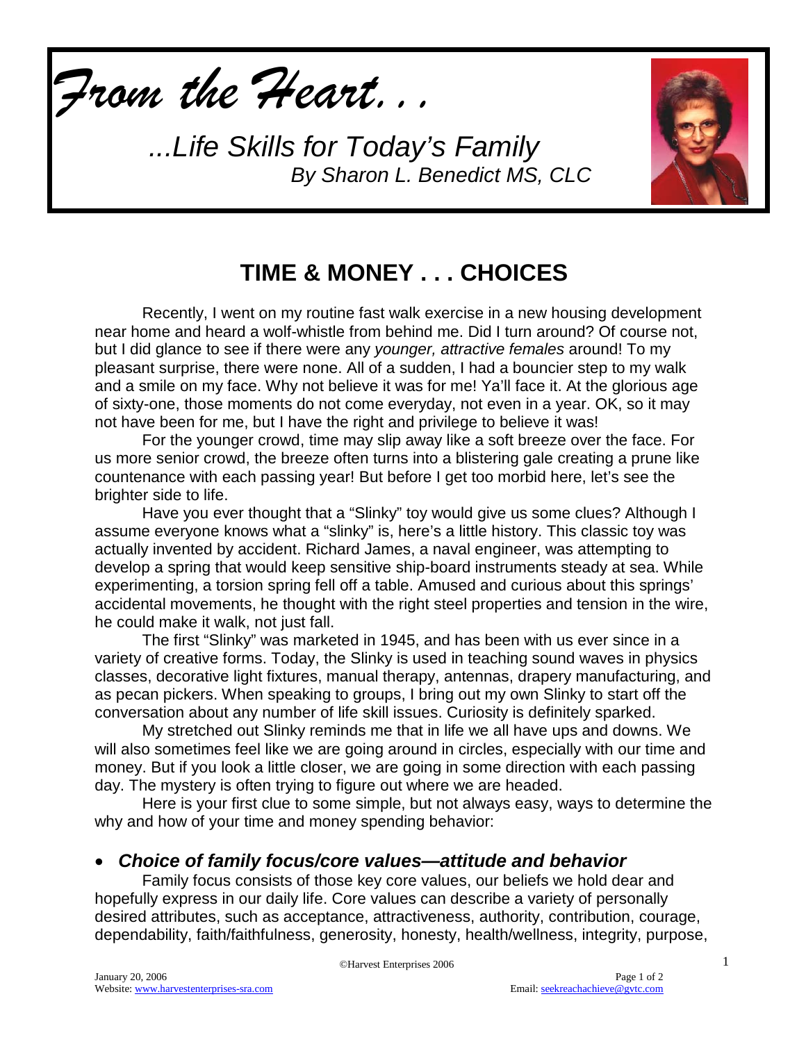# *From the Heart. . .*

*...Life Skills for Today's Family*
*By Sharon L. Benedict MS, CLC*

## TIME & MONEY . . . CHOICES

Recently, I went on my routine fast walk exercise in a new housing development near home and heard a wolf-whistle from behind me. Did I turn around? Of course not, but I did glance to see if there were any *younger, attractive females* around! To my pleasant surprise, there were none. All of a sudden, I had a bouncier step to my walk and a smile on my face. Why not believe it was for me! Ya'll face it. At the glorious age of sixty-one, those moments do not come everyday, not even in a year. OK, so it may not have been for me, but I have the right and privilege to believe it was!

For the younger crowd, time may slip away like a soft breeze over the face. For us more senior crowd, the breeze often turns into a blistering gale creating a prune like countenance with each passing year! But before I get too morbid here, let's see the brighter side to life.

Have you ever thought that a "Slinky" toy would give us some clues? Although I assume everyone knows what a "slinky" is, here's a little history. This classic toy was actually invented by accident. Richard James, a naval engineer, was attempting to develop a spring that would keep sensitive ship-board instruments steady at sea. While experimenting, a torsion spring fell off a table. Amused and curious about this springs' accidental movements, he thought with the right steel properties and tension in the wire, he could make it walk, not just fall.

The first "Slinky" was marketed in 1945, and has been with us ever since in a variety of creative forms. Today, the Slinky is used in teaching sound waves in physics classes, decorative light fixtures, manual therapy, antennas, drapery manufacturing, and as pecan pickers. When speaking to groups, I bring out my own Slinky to start off the conversation about any number of life skill issues. Curiosity is definitely sparked.

My stretched out Slinky reminds me that in life we all have ups and downs. We will also sometimes feel like we are going around in circles, especially with our time and money. But if you look a little closer, we are going in some direction with each passing day. The mystery is often trying to figure out where we are headed.

Here is your first clue to some simple, but not always easy, ways to determine the why and how of your time and money spending behavior:

- ***Choice of family focus/core values—attitude and behavior***

Family focus consists of those key core values, our beliefs we hold dear and hopefully express in our daily life. Core values can describe a variety of personally desired attributes, such as acceptance, attractiveness, authority, contribution, courage, dependability, faith/faithfulness, generosity, honesty, health/wellness, integrity, purpose,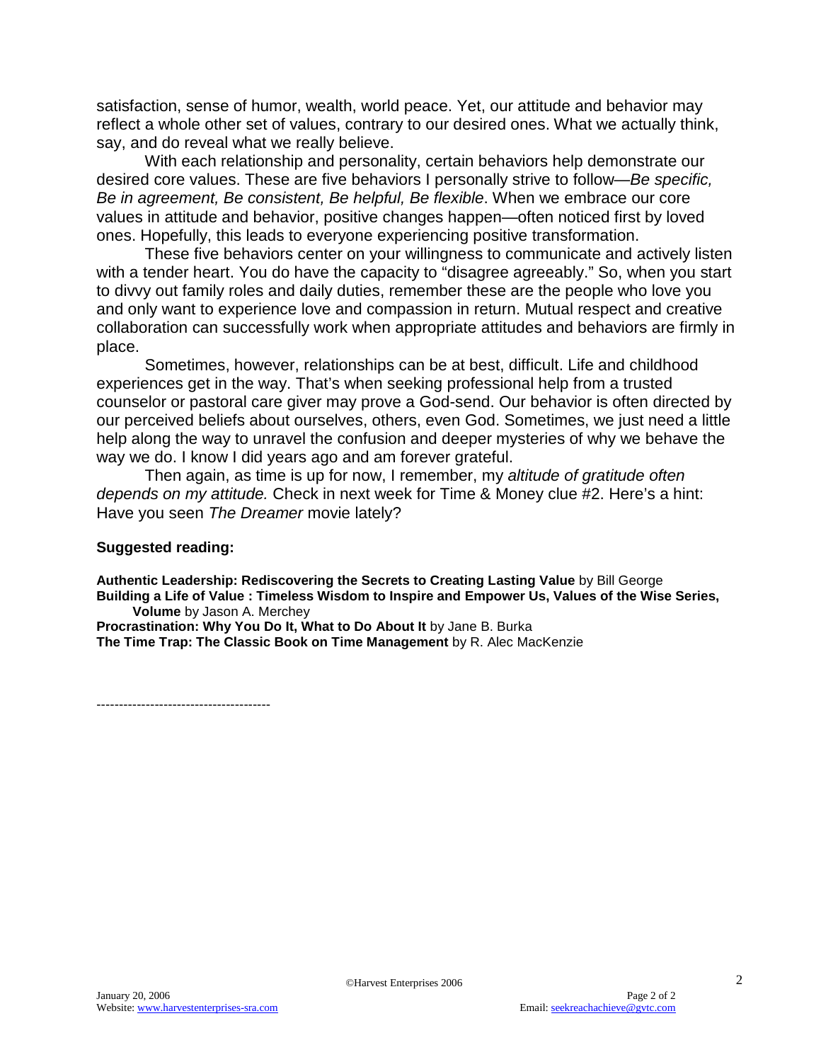satisfaction, sense of humor, wealth, world peace. Yet, our attitude and behavior may reflect a whole other set of values, contrary to our desired ones. What we actually think, say, and do reveal what we really believe.

With each relationship and personality, certain behaviors help demonstrate our desired core values. These are five behaviors I personally strive to follow—*Be specific, Be in agreement, Be consistent, Be helpful, Be flexible*. When we embrace our core values in attitude and behavior, positive changes happen—often noticed first by loved ones. Hopefully, this leads to everyone experiencing positive transformation.

These five behaviors center on your willingness to communicate and actively listen with a tender heart. You do have the capacity to "disagree agreeably." So, when you start to divvy out family roles and daily duties, remember these are the people who love you and only want to experience love and compassion in return. Mutual respect and creative collaboration can successfully work when appropriate attitudes and behaviors are firmly in place.

Sometimes, however, relationships can be at best, difficult. Life and childhood experiences get in the way. That's when seeking professional help from a trusted counselor or pastoral care giver may prove a God-send. Our behavior is often directed by our perceived beliefs about ourselves, others, even God. Sometimes, we just need a little help along the way to unravel the confusion and deeper mysteries of why we behave the way we do. I know I did years ago and am forever grateful.

Then again, as time is up for now, I remember, my *altitude of gratitude often depends on my attitude.* Check in next week for Time & Money clue #2. Here's a hint: Have you seen *The Dreamer* movie lately?

**Suggested reading:**

**Authentic Leadership: Rediscovering the Secrets to Creating Lasting Value** by Bill George
**Building a Life of Value : Timeless Wisdom to Inspire and Empower Us, Values of the Wise Series, Volume** by Jason A. Merchey
**Procrastination: Why You Do It, What to Do About It** by Jane B. Burka
**The Time Trap: The Classic Book on Time Management** by R. Alec MacKenzie

--------------------------------------

©Harvest Enterprises 2006

January 20, 2006
Website: www.harvestenterprises-sra.com
Email: seekreachachieve@gvtc.com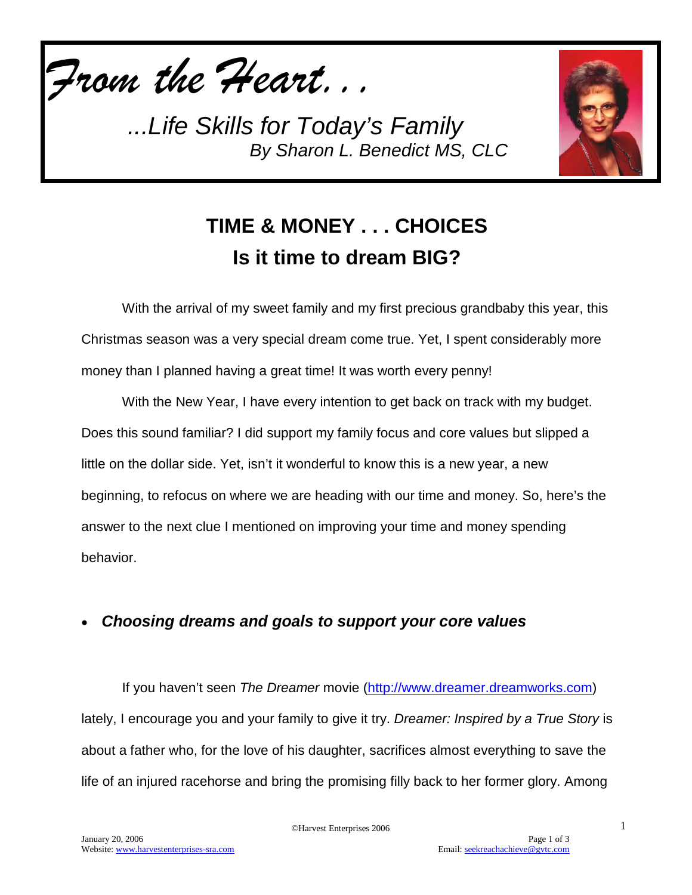# *From the Heart. . .*

*...Life Skills for Today's Family*

*By Sharon L. Benedict MS, CLC*

## TIME & MONEY . . . CHOICES
## Is it time to dream BIG?

With the arrival of my sweet family and my first precious grandbaby this year, this Christmas season was a very special dream come true. Yet, I spent considerably more money than I planned having a great time! It was worth every penny!

With the New Year, I have every intention to get back on track with my budget. Does this sound familiar? I did support my family focus and core values but slipped a little on the dollar side. Yet, isn't it wonderful to know this is a new year, a new beginning, to refocus on where we are heading with our time and money. So, here's the answer to the next clue I mentioned on improving your time and money spending behavior.

- ***Choosing dreams and goals to support your core values***

If you haven't seen *The Dreamer* movie (http://www.dreamer.dreamworks.com) lately, I encourage you and your family to give it try. *Dreamer: Inspired by a True Story* is about a father who, for the love of his daughter, sacrifices almost everything to save the life of an injured racehorse and bring the promising filly back to her former glory. Among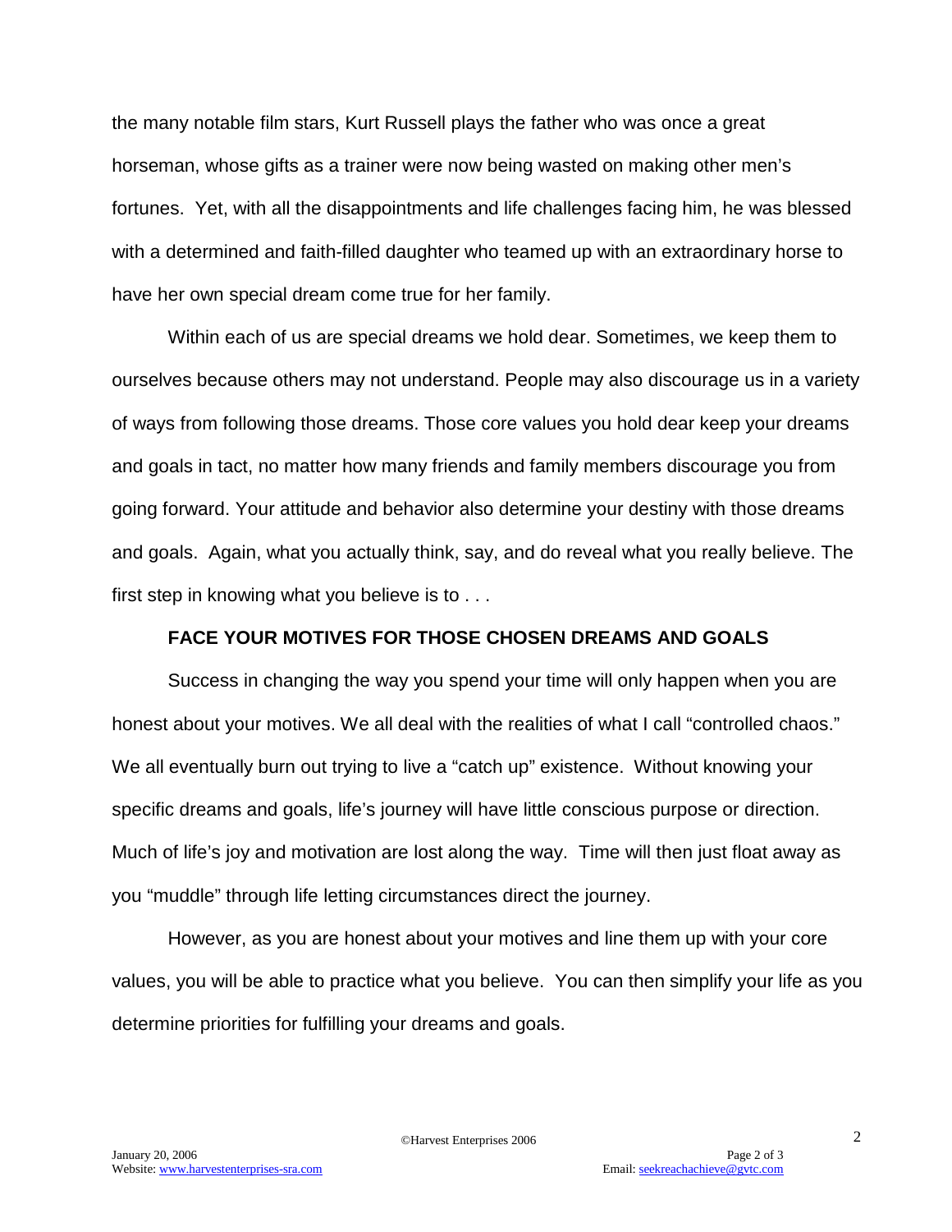the many notable film stars, Kurt Russell plays the father who was once a great horseman, whose gifts as a trainer were now being wasted on making other men's fortunes. Yet, with all the disappointments and life challenges facing him, he was blessed with a determined and faith-filled daughter who teamed up with an extraordinary horse to have her own special dream come true for her family.

Within each of us are special dreams we hold dear. Sometimes, we keep them to ourselves because others may not understand. People may also discourage us in a variety of ways from following those dreams. Those core values you hold dear keep your dreams and goals in tact, no matter how many friends and family members discourage you from going forward. Your attitude and behavior also determine your destiny with those dreams and goals. Again, what you actually think, say, and do reveal what you really believe. The first step in knowing what you believe is to . . .

**FACE YOUR MOTIVES FOR THOSE CHOSEN DREAMS AND GOALS**

Success in changing the way you spend your time will only happen when you are honest about your motives. We all deal with the realities of what I call "controlled chaos." We all eventually burn out trying to live a "catch up" existence. Without knowing your specific dreams and goals, life's journey will have little conscious purpose or direction. Much of life's joy and motivation are lost along the way. Time will then just float away as you "muddle" through life letting circumstances direct the journey.

However, as you are honest about your motives and line them up with your core values, you will be able to practice what you believe. You can then simplify your life as you determine priorities for fulfilling your dreams and goals.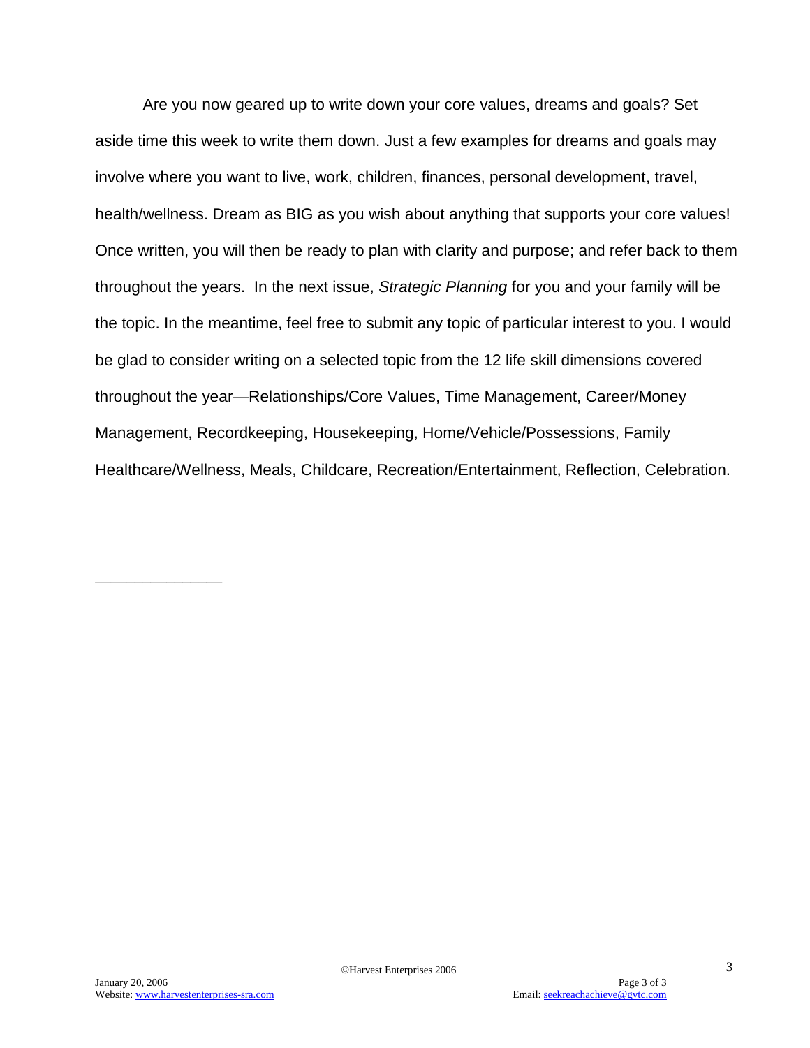Are you now geared up to write down your core values, dreams and goals? Set aside time this week to write them down. Just a few examples for dreams and goals may involve where you want to live, work, children, finances, personal development, travel, health/wellness. Dream as BIG as you wish about anything that supports your core values! Once written, you will then be ready to plan with clarity and purpose; and refer back to them throughout the years. In the next issue, *Strategic Planning* for you and your family will be the topic. In the meantime, feel free to submit any topic of particular interest to you. I would be glad to consider writing on a selected topic from the 12 life skill dimensions covered throughout the year—Relationships/Core Values, Time Management, Career/Money Management, Recordkeeping, Housekeeping, Home/Vehicle/Possessions, Family Healthcare/Wellness, Meals, Childcare, Recreation/Entertainment, Reflection, Celebration.

---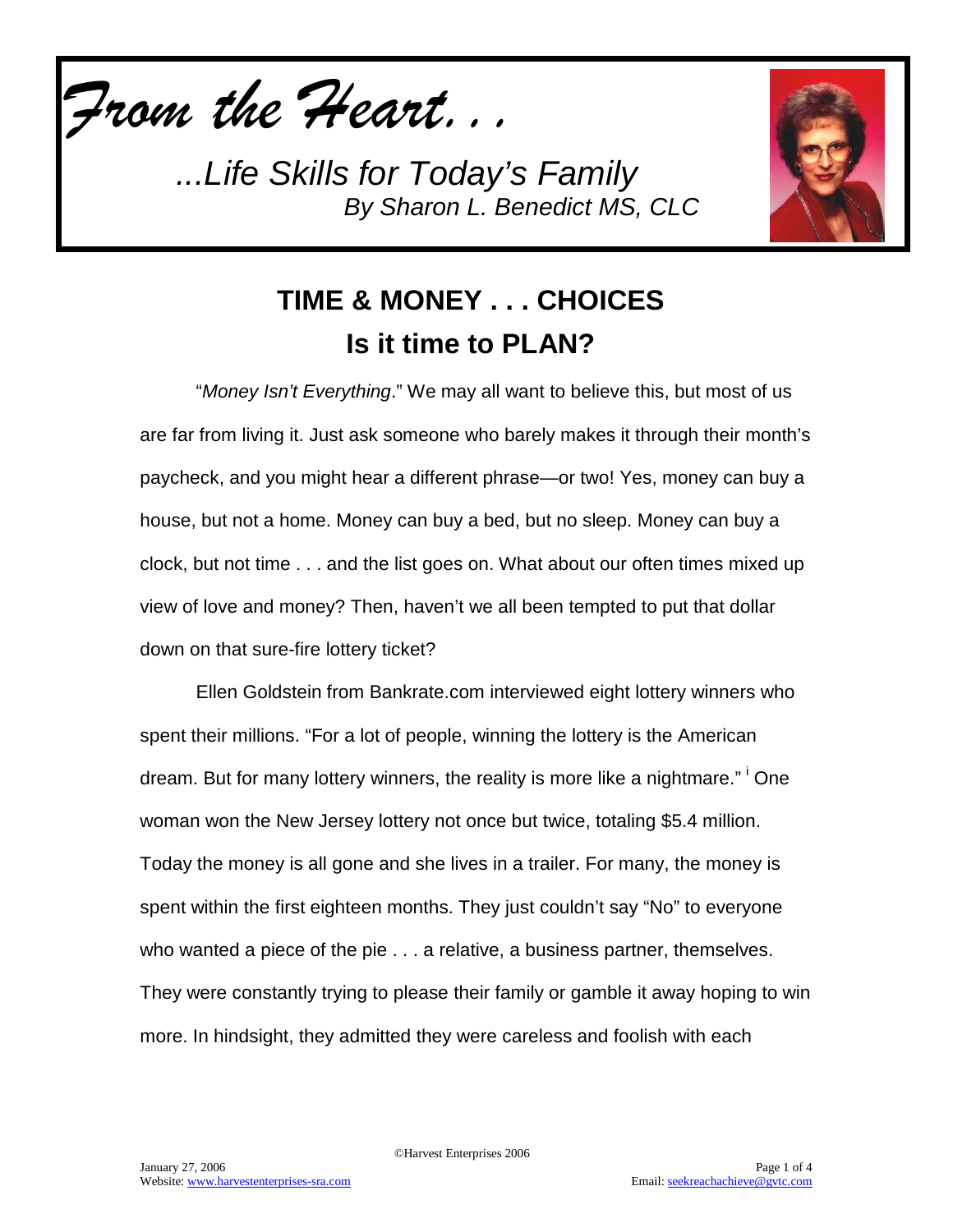*From the Heart. . .*

*...Life Skills for Today's Family*
*By Sharon L. Benedict MS, CLC*

# TIME & MONEY . . . CHOICES
## Is it time to PLAN?

"*Money Isn't Everything*." We may all want to believe this, but most of us are far from living it. Just ask someone who barely makes it through their month's paycheck, and you might hear a different phrase—or two! Yes, money can buy a house, but not a home. Money can buy a bed, but no sleep. Money can buy a clock, but not time . . . and the list goes on. What about our often times mixed up view of love and money? Then, haven't we all been tempted to put that dollar down on that sure-fire lottery ticket?

Ellen Goldstein from Bankrate.com interviewed eight lottery winners who spent their millions. "For a lot of people, winning the lottery is the American dream. But for many lottery winners, the reality is more like a nightmare." [i] One woman won the New Jersey lottery not once but twice, totaling $5.4 million. Today the money is all gone and she lives in a trailer. For many, the money is spent within the first eighteen months. They just couldn't say "No" to everyone who wanted a piece of the pie . . . a relative, a business partner, themselves. They were constantly trying to please their family or gamble it away hoping to win more. In hindsight, they admitted they were careless and foolish with each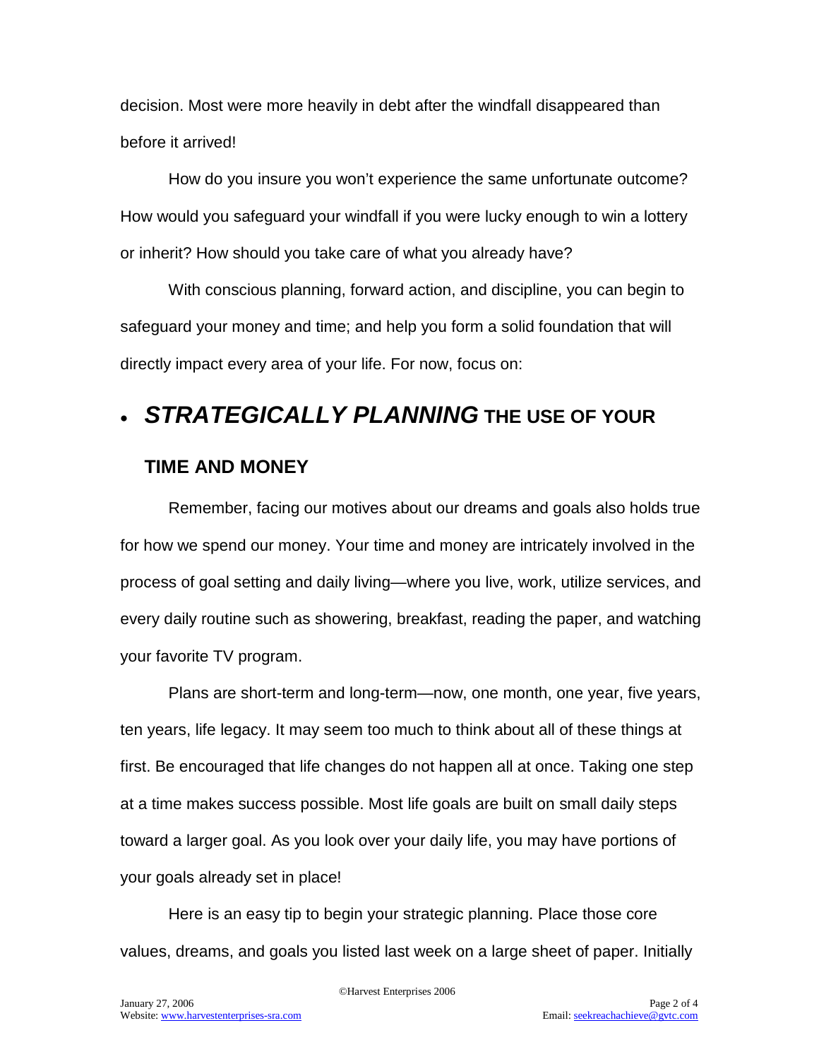decision. Most were more heavily in debt after the windfall disappeared than before it arrived!

How do you insure you won't experience the same unfortunate outcome? How would you safeguard your windfall if you were lucky enough to win a lottery or inherit? How should you take care of what you already have?

With conscious planning, forward action, and discipline, you can begin to safeguard your money and time; and help you form a solid foundation that will directly impact every area of your life. For now, focus on:

- ***STRATEGICALLY PLANNING*** **THE USE OF YOUR TIME AND MONEY**

Remember, facing our motives about our dreams and goals also holds true for how we spend our money. Your time and money are intricately involved in the process of goal setting and daily living—where you live, work, utilize services, and every daily routine such as showering, breakfast, reading the paper, and watching your favorite TV program.

Plans are short-term and long-term—now, one month, one year, five years, ten years, life legacy. It may seem too much to think about all of these things at first. Be encouraged that life changes do not happen all at once. Taking one step at a time makes success possible. Most life goals are built on small daily steps toward a larger goal. As you look over your daily life, you may have portions of your goals already set in place!

Here is an easy tip to begin your strategic planning. Place those core values, dreams, and goals you listed last week on a large sheet of paper. Initially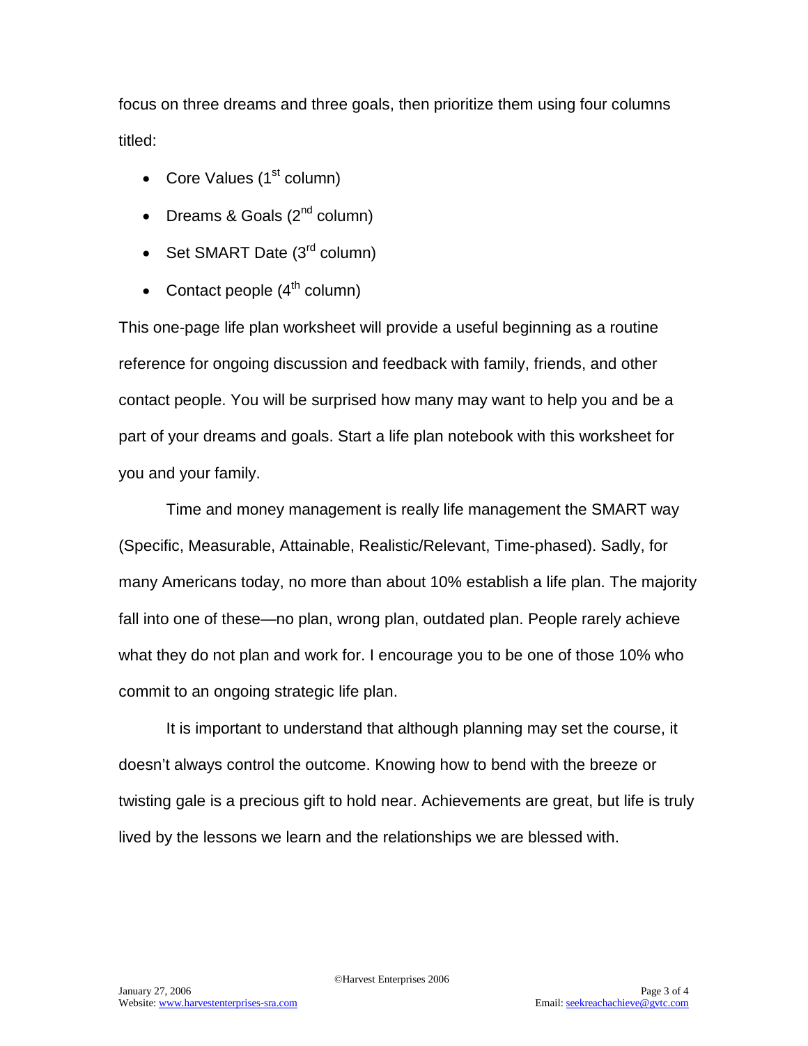focus on three dreams and three goals, then prioritize them using four columns titled:

- Core Values (1st column)
- Dreams & Goals (2nd column)
- Set SMART Date (3rd column)
- Contact people (4th column)

This one-page life plan worksheet will provide a useful beginning as a routine reference for ongoing discussion and feedback with family, friends, and other contact people. You will be surprised how many may want to help you and be a part of your dreams and goals. Start a life plan notebook with this worksheet for you and your family.

Time and money management is really life management the SMART way (Specific, Measurable, Attainable, Realistic/Relevant, Time-phased). Sadly, for many Americans today, no more than about 10% establish a life plan. The majority fall into one of these—no plan, wrong plan, outdated plan. People rarely achieve what they do not plan and work for. I encourage you to be one of those 10% who commit to an ongoing strategic life plan.

It is important to understand that although planning may set the course, it doesn't always control the outcome. Knowing how to bend with the breeze or twisting gale is a precious gift to hold near. Achievements are great, but life is truly lived by the lessons we learn and the relationships we are blessed with.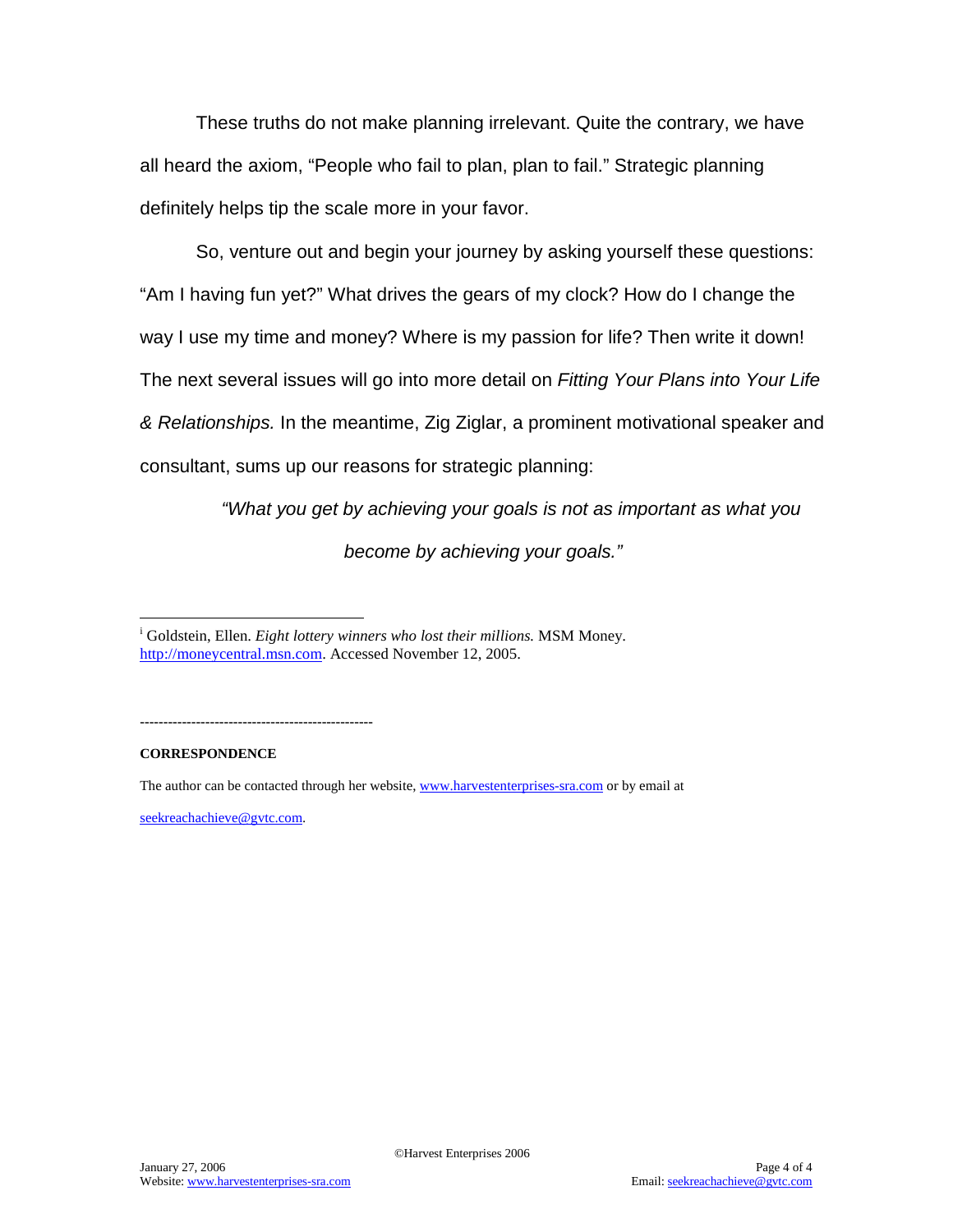These truths do not make planning irrelevant. Quite the contrary, we have all heard the axiom, "People who fail to plan, plan to fail." Strategic planning definitely helps tip the scale more in your favor.

So, venture out and begin your journey by asking yourself these questions: "Am I having fun yet?" What drives the gears of my clock? How do I change the way I use my time and money? Where is my passion for life? Then write it down! The next several issues will go into more detail on *Fitting Your Plans into Your Life & Relationships.* In the meantime, Zig Ziglar, a prominent motivational speaker and consultant, sums up our reasons for strategic planning:

> *"What you get by achieving your goals is not as important as what you become by achieving your goals."*

---

[i] Goldstein, Ellen. *Eight lottery winners who lost their millions.* MSM Money. http://moneycentral.msn.com. Accessed November 12, 2005.

--------------------------------------------------

**CORRESPONDENCE**

The author can be contacted through her website, www.harvestenterprises-sra.com or by email at seekreachachieve@gvtc.com.